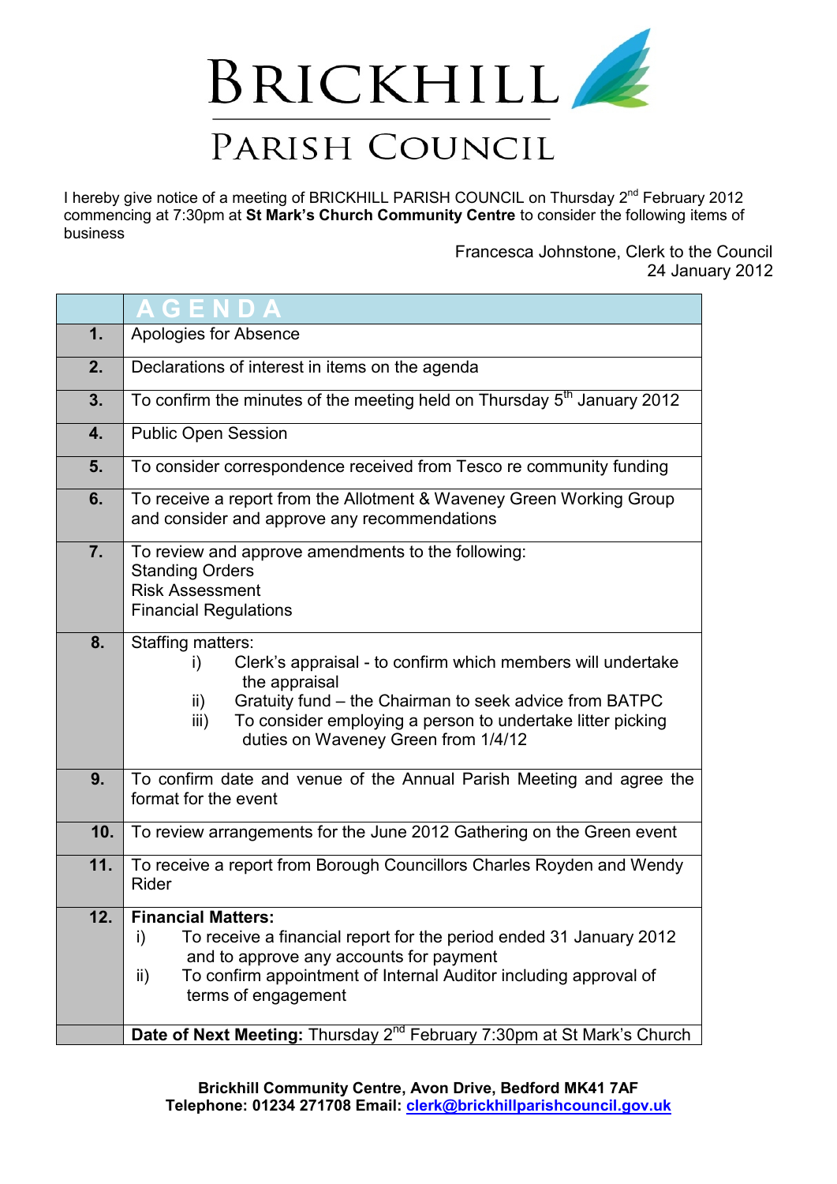# BRICKHILL

## PARISH COUNCIL

I hereby give notice of a meeting of BRICKHILL PARISH COUNCIL on Thursday 2nd February 2012 commencing at 7:30pm at **St Mark's Church Community Centre** to consider the following items of business

Francesca Johnstone, Clerk to the Council
24 January 2012

| | AGENDA |
|---|---|
| **1.** | Apologies for Absence |
| **2.** | Declarations of interest in items on the agenda |
| **3.** | To confirm the minutes of the meeting held on Thursday 5th January 2012 |
| **4.** | Public Open Session |
| **5.** | To consider correspondence received from Tesco re community funding |
| **6.** | To receive a report from the Allotment & Waveney Green Working Group and consider and approve any recommendations |
| **7.** | To review and approve amendments to the following:<br>Standing Orders<br>Risk Assessment<br>Financial Regulations |
| **8.** | Staffing matters:<br>i) Clerk's appraisal - to confirm which members will undertake the appraisal<br>ii) Gratuity fund – the Chairman to seek advice from BATPC<br>iii) To consider employing a person to undertake litter picking duties on Waveney Green from 1/4/12 |
| **9.** | To confirm date and venue of the Annual Parish Meeting and agree the format for the event |
| **10.** | To review arrangements for the June 2012 Gathering on the Green event |
| **11.** | To receive a report from Borough Councillors Charles Royden and Wendy Rider |
| **12.** | **Financial Matters:**<br>i) To receive a financial report for the period ended 31 January 2012 and to approve any accounts for payment<br>ii) To confirm appointment of Internal Auditor including approval of terms of engagement |
| | **Date of Next Meeting:** Thursday 2nd February 7:30pm at St Mark's Church |

**Brickhill Community Centre, Avon Drive, Bedford MK41 7AF**
**Telephone: 01234 271708 Email: clerk@brickhillparishcouncil.gov.uk**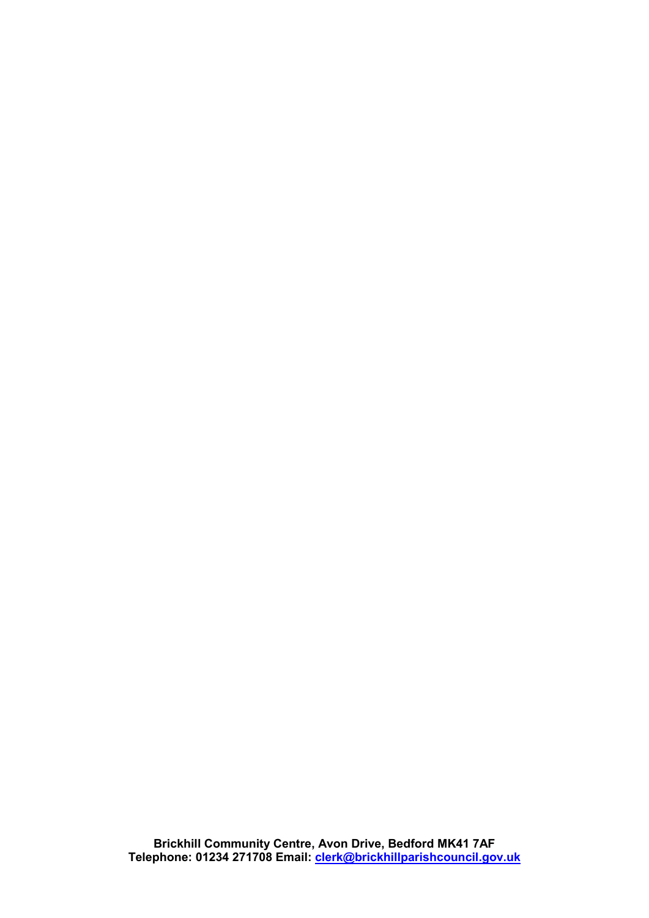**Brickhill Community Centre, Avon Drive, Bedford MK41 7AF**
**Telephone: 01234 271708 Email: clerk@brickhillparishcouncil.gov.uk**